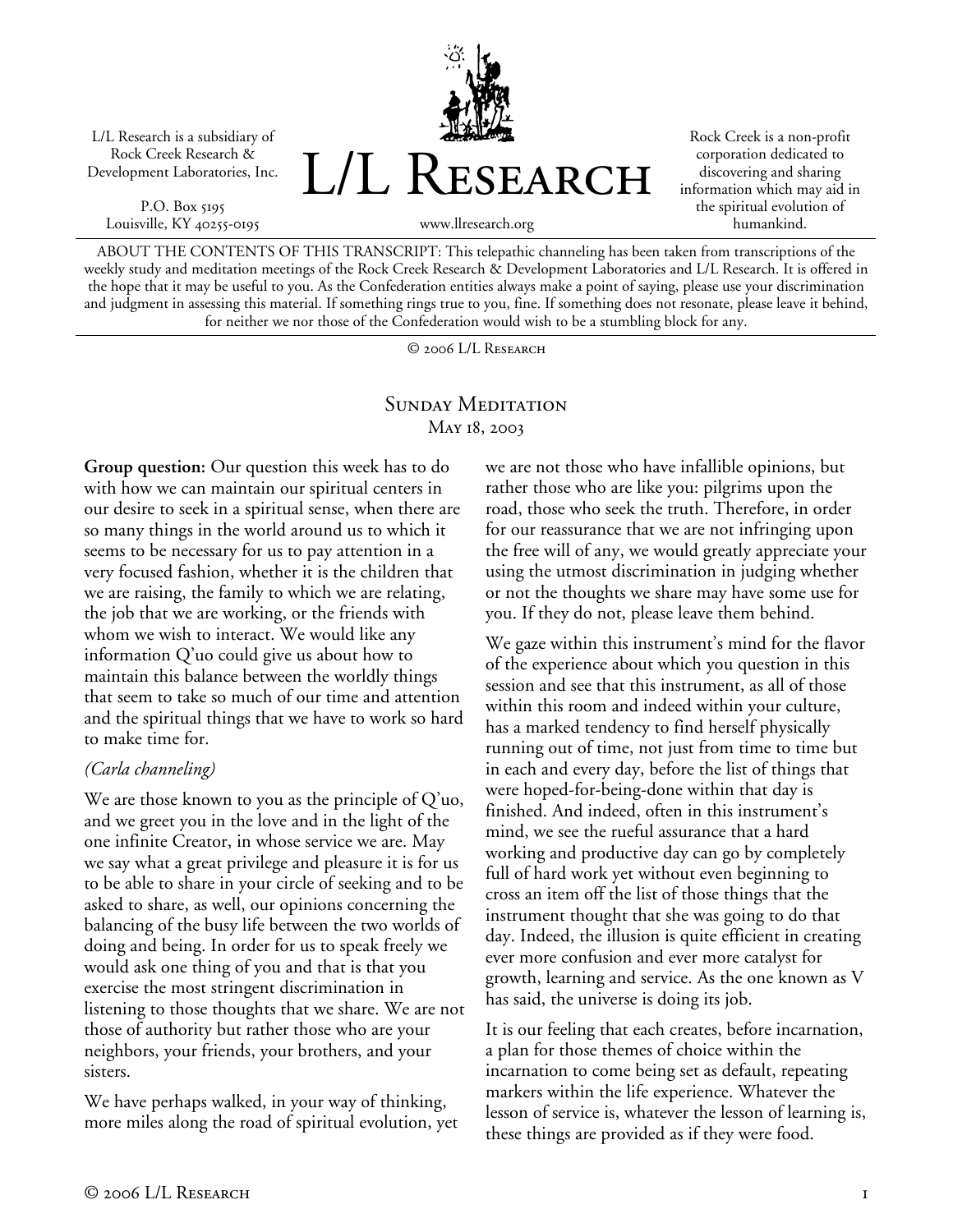L/L Research is a subsidiary of Rock Creek Research & Development Laboratories, Inc.

P.O. Box 5195
Louisville, KY 40255-0195

# L/L Research

www.llresearch.org

Rock Creek is a non-profit corporation dedicated to discovering and sharing information which may aid in the spiritual evolution of humankind.

ABOUT THE CONTENTS OF THIS TRANSCRIPT: This telepathic channeling has been taken from transcriptions of the weekly study and meditation meetings of the Rock Creek Research & Development Laboratories and L/L Research. It is offered in the hope that it may be useful to you. As the Confederation entities always make a point of saying, please use your discrimination and judgment in assessing this material. If something rings true to you, fine. If something does not resonate, please leave it behind, for neither we nor those of the Confederation would wish to be a stumbling block for any.

© 2006 L/L Research

## Sunday Meditation
May 18, 2003

**Group question:** Our question this week has to do with how we can maintain our spiritual centers in our desire to seek in a spiritual sense, when there are so many things in the world around us to which it seems to be necessary for us to pay attention in a very focused fashion, whether it is the children that we are raising, the family to which we are relating, the job that we are working, or the friends with whom we wish to interact. We would like any information Q'uo could give us about how to maintain this balance between the worldly things that seem to take so much of our time and attention and the spiritual things that we have to work so hard to make time for.

*(Carla channeling)*

We are those known to you as the principle of Q'uo, and we greet you in the love and in the light of the one infinite Creator, in whose service we are. May we say what a great privilege and pleasure it is for us to be able to share in your circle of seeking and to be asked to share, as well, our opinions concerning the balancing of the busy life between the two worlds of doing and being. In order for us to speak freely we would ask one thing of you and that is that you exercise the most stringent discrimination in listening to those thoughts that we share. We are not those of authority but rather those who are your neighbors, your friends, your brothers, and your sisters.

We have perhaps walked, in your way of thinking, more miles along the road of spiritual evolution, yet we are not those who have infallible opinions, but rather those who are like you: pilgrims upon the road, those who seek the truth. Therefore, in order for our reassurance that we are not infringing upon the free will of any, we would greatly appreciate your using the utmost discrimination in judging whether or not the thoughts we share may have some use for you. If they do not, please leave them behind.

We gaze within this instrument's mind for the flavor of the experience about which you question in this session and see that this instrument, as all of those within this room and indeed within your culture, has a marked tendency to find herself physically running out of time, not just from time to time but in each and every day, before the list of things that were hoped-for-being-done within that day is finished. And indeed, often in this instrument's mind, we see the rueful assurance that a hard working and productive day can go by completely full of hard work yet without even beginning to cross an item off the list of those things that the instrument thought that she was going to do that day. Indeed, the illusion is quite efficient in creating ever more confusion and ever more catalyst for growth, learning and service. As the one known as V has said, the universe is doing its job.

It is our feeling that each creates, before incarnation, a plan for those themes of choice within the incarnation to come being set as default, repeating markers within the life experience. Whatever the lesson of service is, whatever the lesson of learning is, these things are provided as if they were food.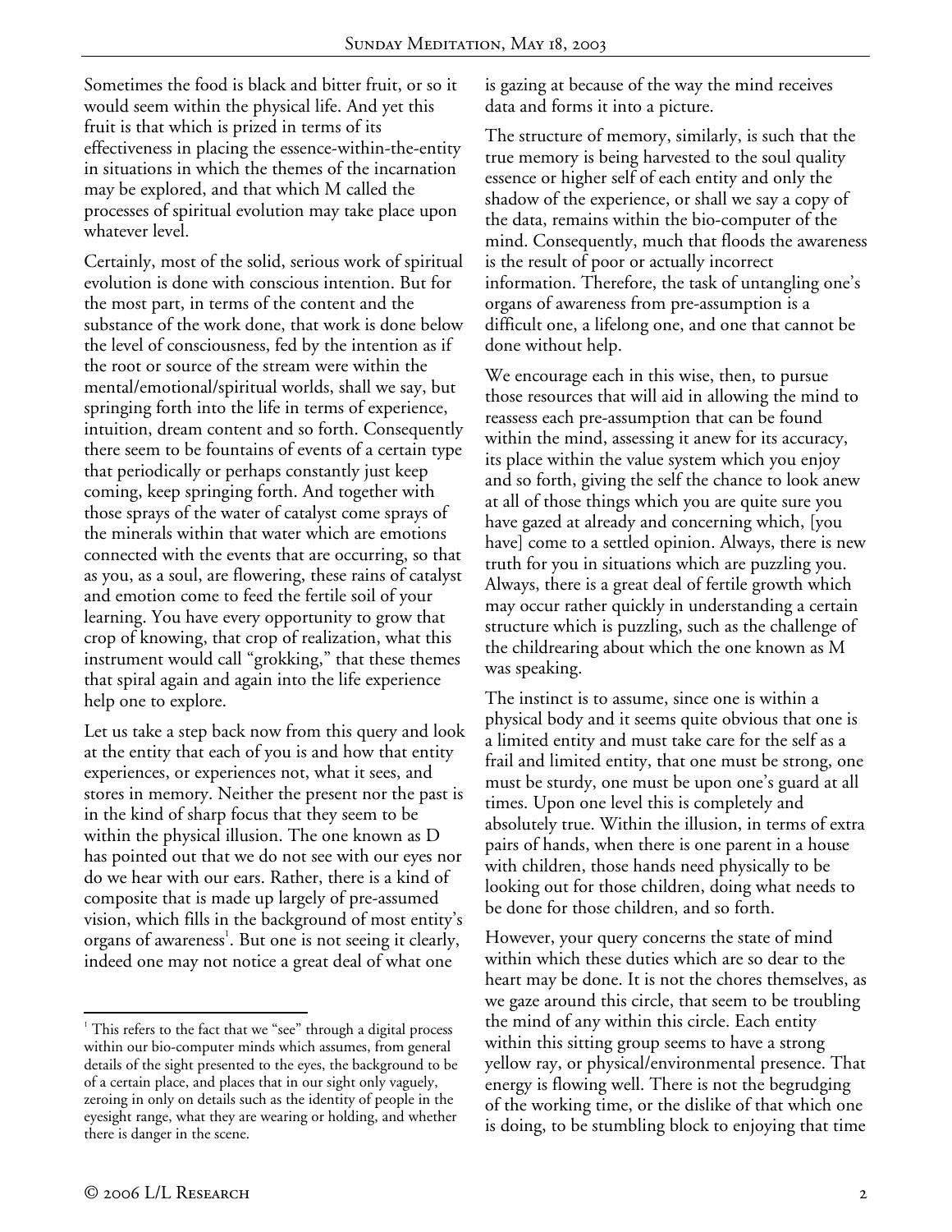Sometimes the food is black and bitter fruit, or so it would seem within the physical life. And yet this fruit is that which is prized in terms of its effectiveness in placing the essence-within-the-entity in situations in which the themes of the incarnation may be explored, and that which M called the processes of spiritual evolution may take place upon whatever level.

Certainly, most of the solid, serious work of spiritual evolution is done with conscious intention. But for the most part, in terms of the content and the substance of the work done, that work is done below the level of consciousness, fed by the intention as if the root or source of the stream were within the mental/emotional/spiritual worlds, shall we say, but springing forth into the life in terms of experience, intuition, dream content and so forth. Consequently there seem to be fountains of events of a certain type that periodically or perhaps constantly just keep coming, keep springing forth. And together with those sprays of the water of catalyst come sprays of the minerals within that water which are emotions connected with the events that are occurring, so that as you, as a soul, are flowering, these rains of catalyst and emotion come to feed the fertile soil of your learning. You have every opportunity to grow that crop of knowing, that crop of realization, what this instrument would call "grokking," that these themes that spiral again and again into the life experience help one to explore.

Let us take a step back now from this query and look at the entity that each of you is and how that entity experiences, or experiences not, what it sees, and stores in memory. Neither the present nor the past is in the kind of sharp focus that they seem to be within the physical illusion. The one known as D has pointed out that we do not see with our eyes nor do we hear with our ears. Rather, there is a kind of composite that is made up largely of pre-assumed vision, which fills in the background of most entity's organs of awareness[1]. But one is not seeing it clearly, indeed one may not notice a great deal of what one is gazing at because of the way the mind receives data and forms it into a picture.

The structure of memory, similarly, is such that the true memory is being harvested to the soul quality essence or higher self of each entity and only the shadow of the experience, or shall we say a copy of the data, remains within the bio-computer of the mind. Consequently, much that floods the awareness is the result of poor or actually incorrect information. Therefore, the task of untangling one's organs of awareness from pre-assumption is a difficult one, a lifelong one, and one that cannot be done without help.

We encourage each in this wise, then, to pursue those resources that will aid in allowing the mind to reassess each pre-assumption that can be found within the mind, assessing it anew for its accuracy, its place within the value system which you enjoy and so forth, giving the self the chance to look anew at all of those things which you are quite sure you have gazed at already and concerning which, [you have] come to a settled opinion. Always, there is new truth for you in situations which are puzzling you. Always, there is a great deal of fertile growth which may occur rather quickly in understanding a certain structure which is puzzling, such as the challenge of the childrearing about which the one known as M was speaking.

The instinct is to assume, since one is within a physical body and it seems quite obvious that one is a limited entity and must take care for the self as a frail and limited entity, that one must be strong, one must be sturdy, one must be upon one's guard at all times. Upon one level this is completely and absolutely true. Within the illusion, in terms of extra pairs of hands, when there is one parent in a house with children, those hands need physically to be looking out for those children, doing what needs to be done for those children, and so forth.

However, your query concerns the state of mind within which these duties which are so dear to the heart may be done. It is not the chores themselves, as we gaze around this circle, that seem to be troubling the mind of any within this circle. Each entity within this sitting group seems to have a strong yellow ray, or physical/environmental presence. That energy is flowing well. There is not the begrudging of the working time, or the dislike of that which one is doing, to be stumbling block to enjoying that time

[1] This refers to the fact that we "see" through a digital process within our bio-computer minds which assumes, from general details of the sight presented to the eyes, the background to be of a certain place, and places that in our sight only vaguely, zeroing in only on details such as the identity of people in the eyesight range, what they are wearing or holding, and whether there is danger in the scene.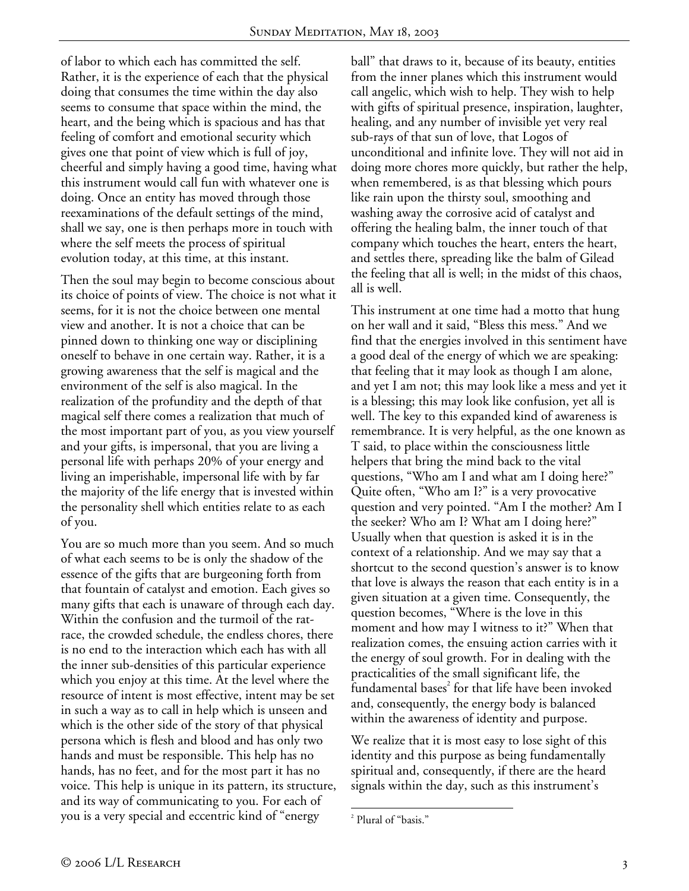of labor to which each has committed the self. Rather, it is the experience of each that the physical doing that consumes the time within the day also seems to consume that space within the mind, the heart, and the being which is spacious and has that feeling of comfort and emotional security which gives one that point of view which is full of joy, cheerful and simply having a good time, having what this instrument would call fun with whatever one is doing. Once an entity has moved through those reexaminations of the default settings of the mind, shall we say, one is then perhaps more in touch with where the self meets the process of spiritual evolution today, at this time, at this instant.

Then the soul may begin to become conscious about its choice of points of view. The choice is not what it seems, for it is not the choice between one mental view and another. It is not a choice that can be pinned down to thinking one way or disciplining oneself to behave in one certain way. Rather, it is a growing awareness that the self is magical and the environment of the self is also magical. In the realization of the profundity and the depth of that magical self there comes a realization that much of the most important part of you, as you view yourself and your gifts, is impersonal, that you are living a personal life with perhaps 20% of your energy and living an imperishable, impersonal life with by far the majority of the life energy that is invested within the personality shell which entities relate to as each of you.

You are so much more than you seem. And so much of what each seems to be is only the shadow of the essence of the gifts that are burgeoning forth from that fountain of catalyst and emotion. Each gives so many gifts that each is unaware of through each day. Within the confusion and the turmoil of the rat-race, the crowded schedule, the endless chores, there is no end to the interaction which each has with all the inner sub-densities of this particular experience which you enjoy at this time. At the level where the resource of intent is most effective, intent may be set in such a way as to call in help which is unseen and which is the other side of the story of that physical persona which is flesh and blood and has only two hands and must be responsible. This help has no hands, has no feet, and for the most part it has no voice. This help is unique in its pattern, its structure, and its way of communicating to you. For each of you is a very special and eccentric kind of "energy ball" that draws to it, because of its beauty, entities from the inner planes which this instrument would call angelic, which wish to help. They wish to help with gifts of spiritual presence, inspiration, laughter, healing, and any number of invisible yet very real sub-rays of that sun of love, that Logos of unconditional and infinite love. They will not aid in doing more chores more quickly, but rather the help, when remembered, is as that blessing which pours like rain upon the thirsty soul, smoothing and washing away the corrosive acid of catalyst and offering the healing balm, the inner touch of that company which touches the heart, enters the heart, and settles there, spreading like the balm of Gilead the feeling that all is well; in the midst of this chaos, all is well.

This instrument at one time had a motto that hung on her wall and it said, "Bless this mess." And we find that the energies involved in this sentiment have a good deal of the energy of which we are speaking: that feeling that it may look as though I am alone, and yet I am not; this may look like a mess and yet it is a blessing; this may look like confusion, yet all is well. The key to this expanded kind of awareness is remembrance. It is very helpful, as the one known as T said, to place within the consciousness little helpers that bring the mind back to the vital questions, "Who am I and what am I doing here?" Quite often, "Who am I?" is a very provocative question and very pointed. "Am I the mother? Am I the seeker? Who am I? What am I doing here?" Usually when that question is asked it is in the context of a relationship. And we may say that a shortcut to the second question's answer is to know that love is always the reason that each entity is in a given situation at a given time. Consequently, the question becomes, "Where is the love in this moment and how may I witness to it?" When that realization comes, the ensuing action carries with it the energy of soul growth. For in dealing with the practicalities of the small significant life, the fundamental bases[2] for that life have been invoked and, consequently, the energy body is balanced within the awareness of identity and purpose.

We realize that it is most easy to lose sight of this identity and this purpose as being fundamentally spiritual and, consequently, if there are the heard signals within the day, such as this instrument's

[2] Plural of "basis."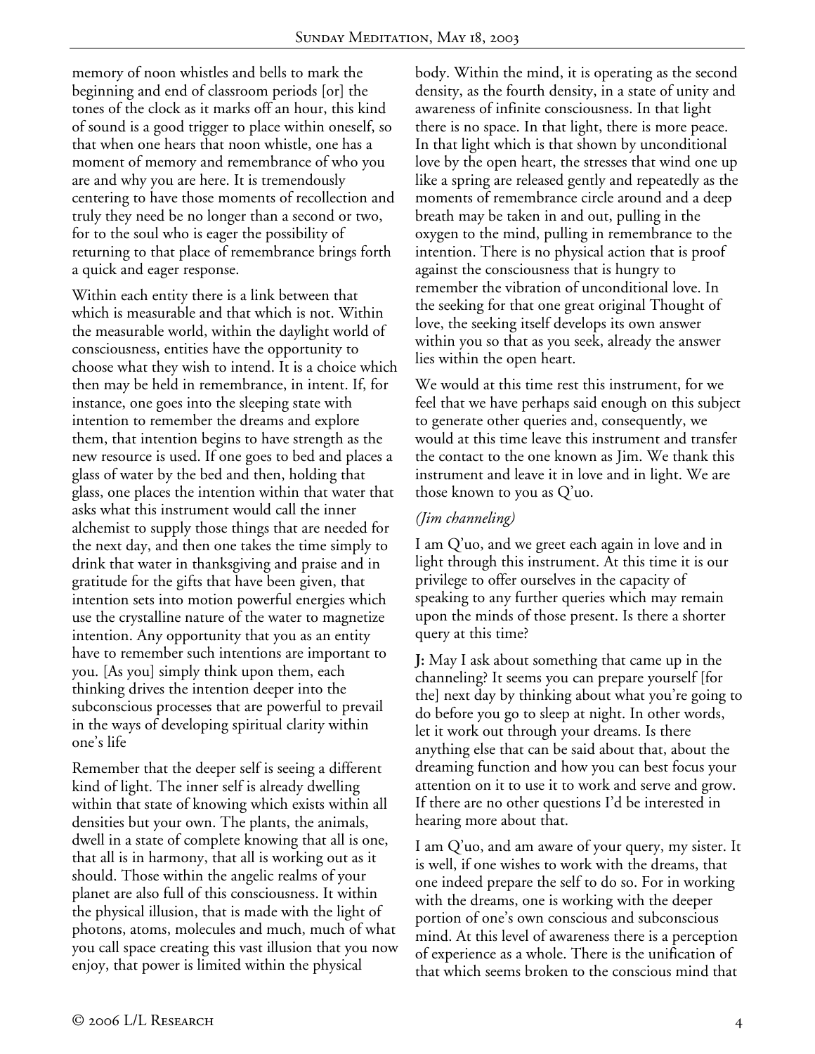memory of noon whistles and bells to mark the beginning and end of classroom periods [or] the tones of the clock as it marks off an hour, this kind of sound is a good trigger to place within oneself, so that when one hears that noon whistle, one has a moment of memory and remembrance of who you are and why you are here. It is tremendously centering to have those moments of recollection and truly they need be no longer than a second or two, for to the soul who is eager the possibility of returning to that place of remembrance brings forth a quick and eager response.

Within each entity there is a link between that which is measurable and that which is not. Within the measurable world, within the daylight world of consciousness, entities have the opportunity to choose what they wish to intend. It is a choice which then may be held in remembrance, in intent. If, for instance, one goes into the sleeping state with intention to remember the dreams and explore them, that intention begins to have strength as the new resource is used. If one goes to bed and places a glass of water by the bed and then, holding that glass, one places the intention within that water that asks what this instrument would call the inner alchemist to supply those things that are needed for the next day, and then one takes the time simply to drink that water in thanksgiving and praise and in gratitude for the gifts that have been given, that intention sets into motion powerful energies which use the crystalline nature of the water to magnetize intention. Any opportunity that you as an entity have to remember such intentions are important to you. [As you] simply think upon them, each thinking drives the intention deeper into the subconscious processes that are powerful to prevail in the ways of developing spiritual clarity within one's life

Remember that the deeper self is seeing a different kind of light. The inner self is already dwelling within that state of knowing which exists within all densities but your own. The plants, the animals, dwell in a state of complete knowing that all is one, that all is in harmony, that all is working out as it should. Those within the angelic realms of your planet are also full of this consciousness. It within the physical illusion, that is made with the light of photons, atoms, molecules and much, much of what you call space creating this vast illusion that you now enjoy, that power is limited within the physical body. Within the mind, it is operating as the second density, as the fourth density, in a state of unity and awareness of infinite consciousness. In that light there is no space. In that light, there is more peace. In that light which is that shown by unconditional love by the open heart, the stresses that wind one up like a spring are released gently and repeatedly as the moments of remembrance circle around and a deep breath may be taken in and out, pulling in the oxygen to the mind, pulling in remembrance to the intention. There is no physical action that is proof against the consciousness that is hungry to remember the vibration of unconditional love. In the seeking for that one great original Thought of love, the seeking itself develops its own answer within you so that as you seek, already the answer lies within the open heart.

We would at this time rest this instrument, for we feel that we have perhaps said enough on this subject to generate other queries and, consequently, we would at this time leave this instrument and transfer the contact to the one known as Jim. We thank this instrument and leave it in love and in light. We are those known to you as Q'uo.

*(Jim channeling)*

I am Q'uo, and we greet each again in love and in light through this instrument. At this time it is our privilege to offer ourselves in the capacity of speaking to any further queries which may remain upon the minds of those present. Is there a shorter query at this time?

**J:** May I ask about something that came up in the channeling? It seems you can prepare yourself [for the] next day by thinking about what you're going to do before you go to sleep at night. In other words, let it work out through your dreams. Is there anything else that can be said about that, about the dreaming function and how you can best focus your attention on it to use it to work and serve and grow. If there are no other questions I'd be interested in hearing more about that.

I am Q'uo, and am aware of your query, my sister. It is well, if one wishes to work with the dreams, that one indeed prepare the self to do so. For in working with the dreams, one is working with the deeper portion of one's own conscious and subconscious mind. At this level of awareness there is a perception of experience as a whole. There is the unification of that which seems broken to the conscious mind that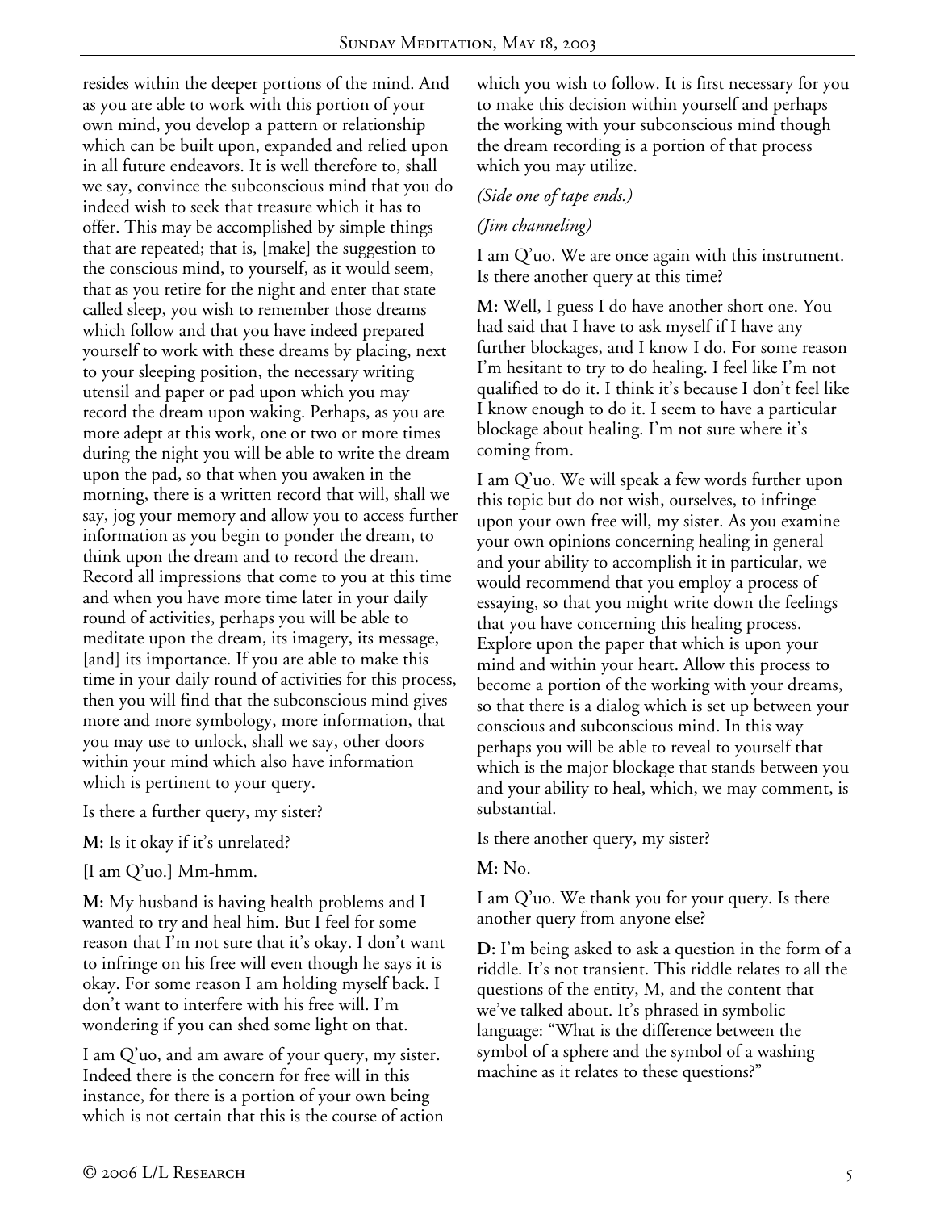resides within the deeper portions of the mind. And as you are able to work with this portion of your own mind, you develop a pattern or relationship which can be built upon, expanded and relied upon in all future endeavors. It is well therefore to, shall we say, convince the subconscious mind that you do indeed wish to seek that treasure which it has to offer. This may be accomplished by simple things that are repeated; that is, [make] the suggestion to the conscious mind, to yourself, as it would seem, that as you retire for the night and enter that state called sleep, you wish to remember those dreams which follow and that you have indeed prepared yourself to work with these dreams by placing, next to your sleeping position, the necessary writing utensil and paper or pad upon which you may record the dream upon waking. Perhaps, as you are more adept at this work, one or two or more times during the night you will be able to write the dream upon the pad, so that when you awaken in the morning, there is a written record that will, shall we say, jog your memory and allow you to access further information as you begin to ponder the dream, to think upon the dream and to record the dream. Record all impressions that come to you at this time and when you have more time later in your daily round of activities, perhaps you will be able to meditate upon the dream, its imagery, its message, [and] its importance. If you are able to make this time in your daily round of activities for this process, then you will find that the subconscious mind gives more and more symbology, more information, that you may use to unlock, shall we say, other doors within your mind which also have information which is pertinent to your query.

Is there a further query, my sister?

**M:** Is it okay if it's unrelated?

[I am Q'uo.] Mm-hmm.

**M:** My husband is having health problems and I wanted to try and heal him. But I feel for some reason that I'm not sure that it's okay. I don't want to infringe on his free will even though he says it is okay. For some reason I am holding myself back. I don't want to interfere with his free will. I'm wondering if you can shed some light on that.

I am Q'uo, and am aware of your query, my sister. Indeed there is the concern for free will in this instance, for there is a portion of your own being which is not certain that this is the course of action which you wish to follow. It is first necessary for you to make this decision within yourself and perhaps the working with your subconscious mind though the dream recording is a portion of that process which you may utilize.

*(Side one of tape ends.)*

*(Jim channeling)*

I am Q'uo. We are once again with this instrument. Is there another query at this time?

**M:** Well, I guess I do have another short one. You had said that I have to ask myself if I have any further blockages, and I know I do. For some reason I'm hesitant to try to do healing. I feel like I'm not qualified to do it. I think it's because I don't feel like I know enough to do it. I seem to have a particular blockage about healing. I'm not sure where it's coming from.

I am Q'uo. We will speak a few words further upon this topic but do not wish, ourselves, to infringe upon your own free will, my sister. As you examine your own opinions concerning healing in general and your ability to accomplish it in particular, we would recommend that you employ a process of essaying, so that you might write down the feelings that you have concerning this healing process. Explore upon the paper that which is upon your mind and within your heart. Allow this process to become a portion of the working with your dreams, so that there is a dialog which is set up between your conscious and subconscious mind. In this way perhaps you will be able to reveal to yourself that which is the major blockage that stands between you and your ability to heal, which, we may comment, is substantial.

Is there another query, my sister?

**M:** No.

I am Q'uo. We thank you for your query. Is there another query from anyone else?

**D:** I'm being asked to ask a question in the form of a riddle. It's not transient. This riddle relates to all the questions of the entity, M, and the content that we've talked about. It's phrased in symbolic language: "What is the difference between the symbol of a sphere and the symbol of a washing machine as it relates to these questions?"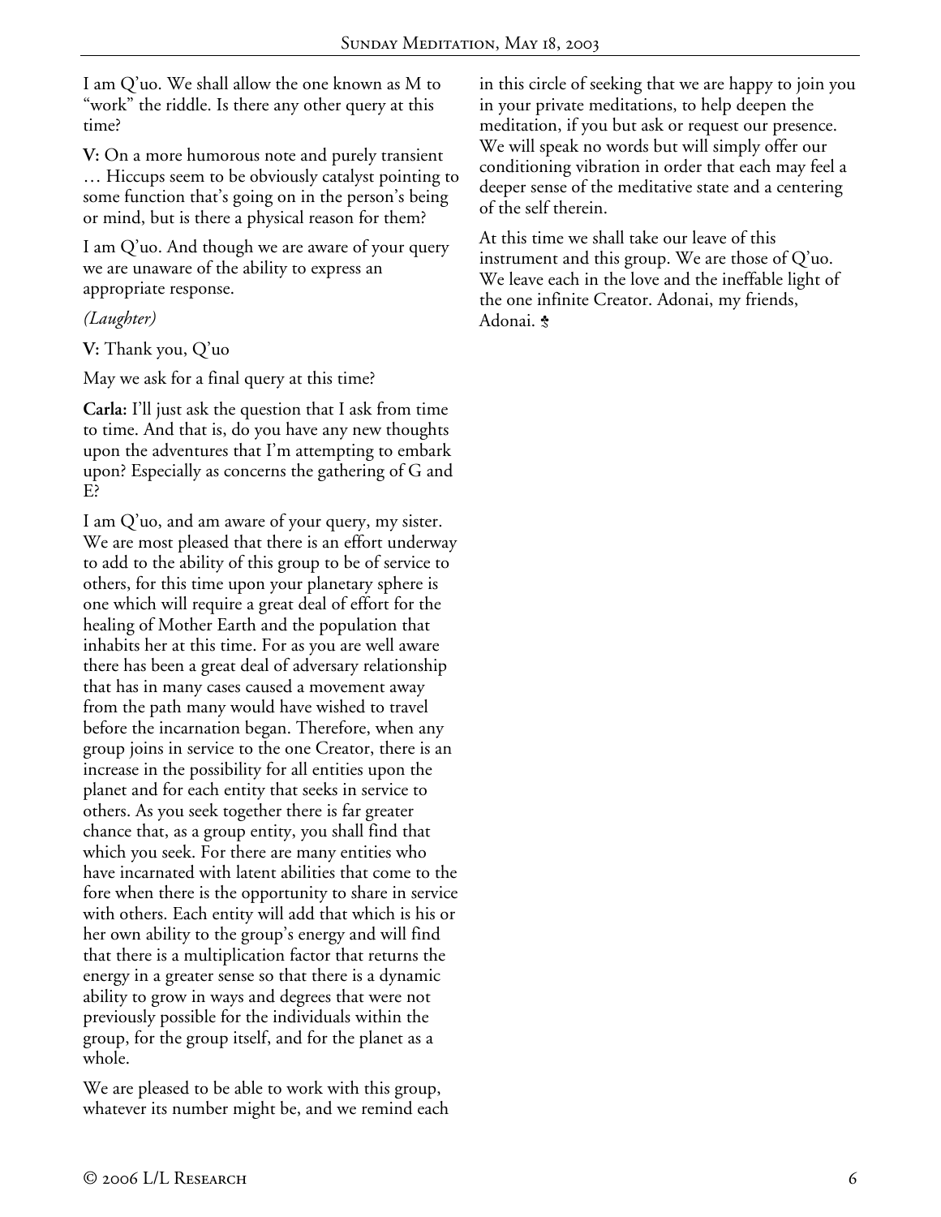I am Q'uo. We shall allow the one known as M to "work" the riddle. Is there any other query at this time?

**V:** On a more humorous note and purely transient … Hiccups seem to be obviously catalyst pointing to some function that's going on in the person's being or mind, but is there a physical reason for them?

I am Q'uo. And though we are aware of your query we are unaware of the ability to express an appropriate response.

*(Laughter)*

**V:** Thank you, Q'uo

May we ask for a final query at this time?

**Carla:** I'll just ask the question that I ask from time to time. And that is, do you have any new thoughts upon the adventures that I'm attempting to embark upon? Especially as concerns the gathering of G and E?

I am Q'uo, and am aware of your query, my sister. We are most pleased that there is an effort underway to add to the ability of this group to be of service to others, for this time upon your planetary sphere is one which will require a great deal of effort for the healing of Mother Earth and the population that inhabits her at this time. For as you are well aware there has been a great deal of adversary relationship that has in many cases caused a movement away from the path many would have wished to travel before the incarnation began. Therefore, when any group joins in service to the one Creator, there is an increase in the possibility for all entities upon the planet and for each entity that seeks in service to others. As you seek together there is far greater chance that, as a group entity, you shall find that which you seek. For there are many entities who have incarnated with latent abilities that come to the fore when there is the opportunity to share in service with others. Each entity will add that which is his or her own ability to the group's energy and will find that there is a multiplication factor that returns the energy in a greater sense so that there is a dynamic ability to grow in ways and degrees that were not previously possible for the individuals within the group, for the group itself, and for the planet as a whole.

We are pleased to be able to work with this group, whatever its number might be, and we remind each in this circle of seeking that we are happy to join you in your private meditations, to help deepen the meditation, if you but ask or request our presence. We will speak no words but will simply offer our conditioning vibration in order that each may feel a deeper sense of the meditative state and a centering of the self therein.

At this time we shall take our leave of this instrument and this group. We are those of Q'uo. We leave each in the love and the ineffable light of the one infinite Creator. Adonai, my friends, Adonai.